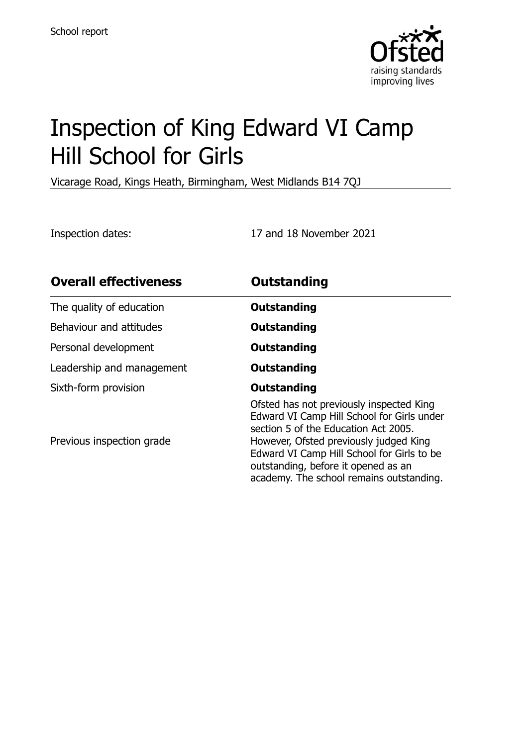School report

# Inspection of King Edward VI Camp Hill School for Girls

Vicarage Road, Kings Heath, Birmingham, West Midlands B14 7QJ

Inspection dates: 17 and 18 November 2021

| **Overall effectiveness** | **Outstanding** |
|---|---|
| The quality of education | **Outstanding** |
| Behaviour and attitudes | **Outstanding** |
| Personal development | **Outstanding** |
| Leadership and management | **Outstanding** |
| Sixth-form provision | **Outstanding** |
| Previous inspection grade | Ofsted has not previously inspected King Edward VI Camp Hill School for Girls under section 5 of the Education Act 2005. However, Ofsted previously judged King Edward VI Camp Hill School for Girls to be outstanding, before it opened as an academy. The school remains outstanding. |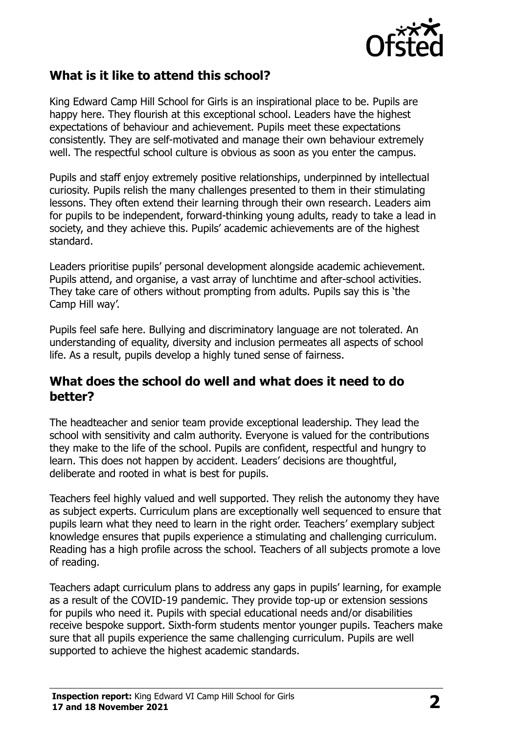## What is it like to attend this school?

King Edward Camp Hill School for Girls is an inspirational place to be. Pupils are happy here. They flourish at this exceptional school. Leaders have the highest expectations of behaviour and achievement. Pupils meet these expectations consistently. They are self-motivated and manage their own behaviour extremely well. The respectful school culture is obvious as soon as you enter the campus.

Pupils and staff enjoy extremely positive relationships, underpinned by intellectual curiosity. Pupils relish the many challenges presented to them in their stimulating lessons. They often extend their learning through their own research. Leaders aim for pupils to be independent, forward-thinking young adults, ready to take a lead in society, and they achieve this. Pupils' academic achievements are of the highest standard.

Leaders prioritise pupils' personal development alongside academic achievement. Pupils attend, and organise, a vast array of lunchtime and after-school activities. They take care of others without prompting from adults. Pupils say this is 'the Camp Hill way'.

Pupils feel safe here. Bullying and discriminatory language are not tolerated. An understanding of equality, diversity and inclusion permeates all aspects of school life. As a result, pupils develop a highly tuned sense of fairness.

## What does the school do well and what does it need to do better?

The headteacher and senior team provide exceptional leadership. They lead the school with sensitivity and calm authority. Everyone is valued for the contributions they make to the life of the school. Pupils are confident, respectful and hungry to learn. This does not happen by accident. Leaders' decisions are thoughtful, deliberate and rooted in what is best for pupils.

Teachers feel highly valued and well supported. They relish the autonomy they have as subject experts. Curriculum plans are exceptionally well sequenced to ensure that pupils learn what they need to learn in the right order. Teachers' exemplary subject knowledge ensures that pupils experience a stimulating and challenging curriculum. Reading has a high profile across the school. Teachers of all subjects promote a love of reading.

Teachers adapt curriculum plans to address any gaps in pupils' learning, for example as a result of the COVID-19 pandemic. They provide top-up or extension sessions for pupils who need it. Pupils with special educational needs and/or disabilities receive bespoke support. Sixth-form students mentor younger pupils. Teachers make sure that all pupils experience the same challenging curriculum. Pupils are well supported to achieve the highest academic standards.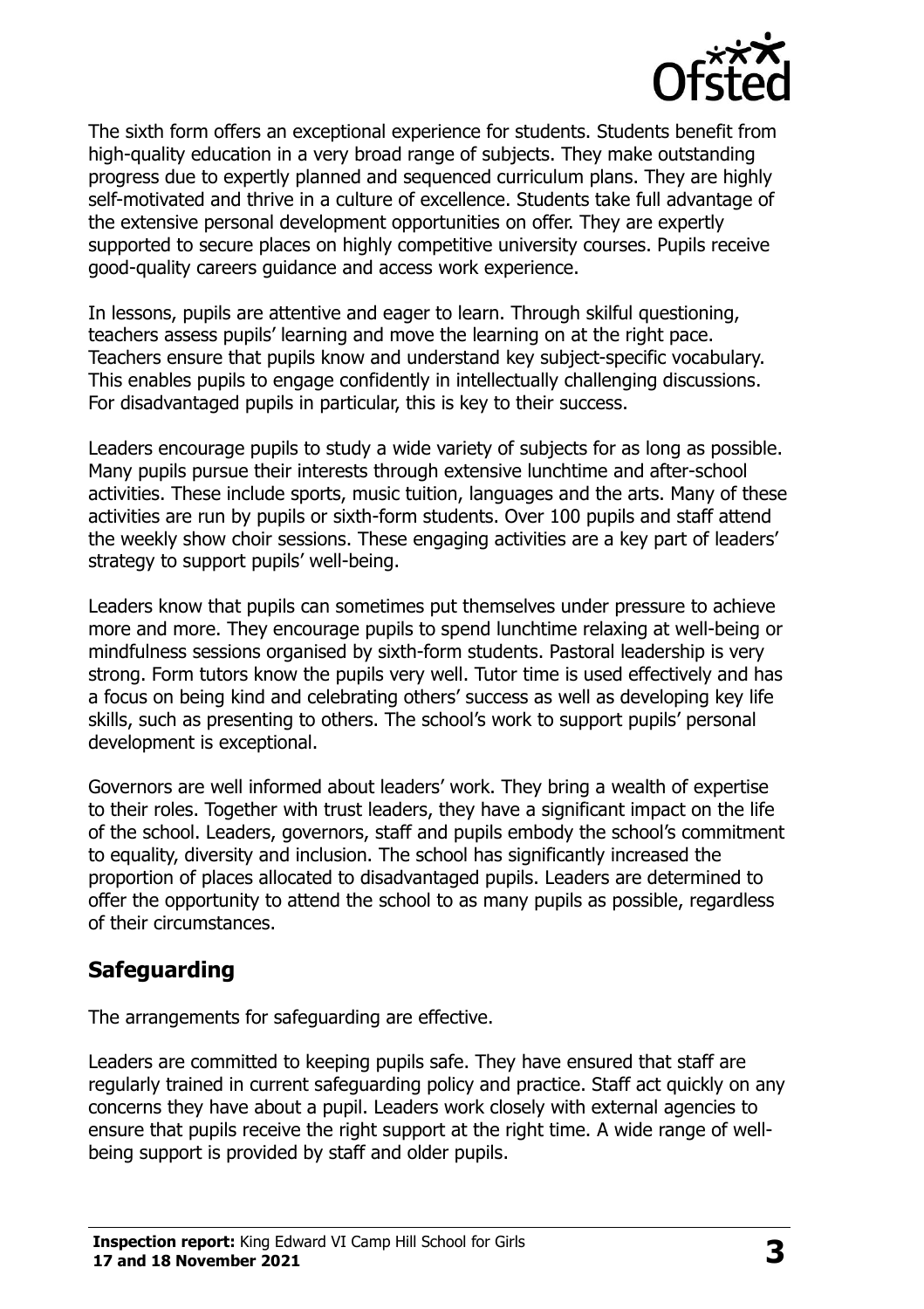The sixth form offers an exceptional experience for students. Students benefit from high-quality education in a very broad range of subjects. They make outstanding progress due to expertly planned and sequenced curriculum plans. They are highly self-motivated and thrive in a culture of excellence. Students take full advantage of the extensive personal development opportunities on offer. They are expertly supported to secure places on highly competitive university courses. Pupils receive good-quality careers guidance and access work experience.

In lessons, pupils are attentive and eager to learn. Through skilful questioning, teachers assess pupils' learning and move the learning on at the right pace. Teachers ensure that pupils know and understand key subject-specific vocabulary. This enables pupils to engage confidently in intellectually challenging discussions. For disadvantaged pupils in particular, this is key to their success.

Leaders encourage pupils to study a wide variety of subjects for as long as possible. Many pupils pursue their interests through extensive lunchtime and after-school activities. These include sports, music tuition, languages and the arts. Many of these activities are run by pupils or sixth-form students. Over 100 pupils and staff attend the weekly show choir sessions. These engaging activities are a key part of leaders' strategy to support pupils' well-being.

Leaders know that pupils can sometimes put themselves under pressure to achieve more and more. They encourage pupils to spend lunchtime relaxing at well-being or mindfulness sessions organised by sixth-form students. Pastoral leadership is very strong. Form tutors know the pupils very well. Tutor time is used effectively and has a focus on being kind and celebrating others' success as well as developing key life skills, such as presenting to others. The school's work to support pupils' personal development is exceptional.

Governors are well informed about leaders' work. They bring a wealth of expertise to their roles. Together with trust leaders, they have a significant impact on the life of the school. Leaders, governors, staff and pupils embody the school's commitment to equality, diversity and inclusion. The school has significantly increased the proportion of places allocated to disadvantaged pupils. Leaders are determined to offer the opportunity to attend the school to as many pupils as possible, regardless of their circumstances.

## Safeguarding

The arrangements for safeguarding are effective.

Leaders are committed to keeping pupils safe. They have ensured that staff are regularly trained in current safeguarding policy and practice. Staff act quickly on any concerns they have about a pupil. Leaders work closely with external agencies to ensure that pupils receive the right support at the right time. A wide range of well-being support is provided by staff and older pupils.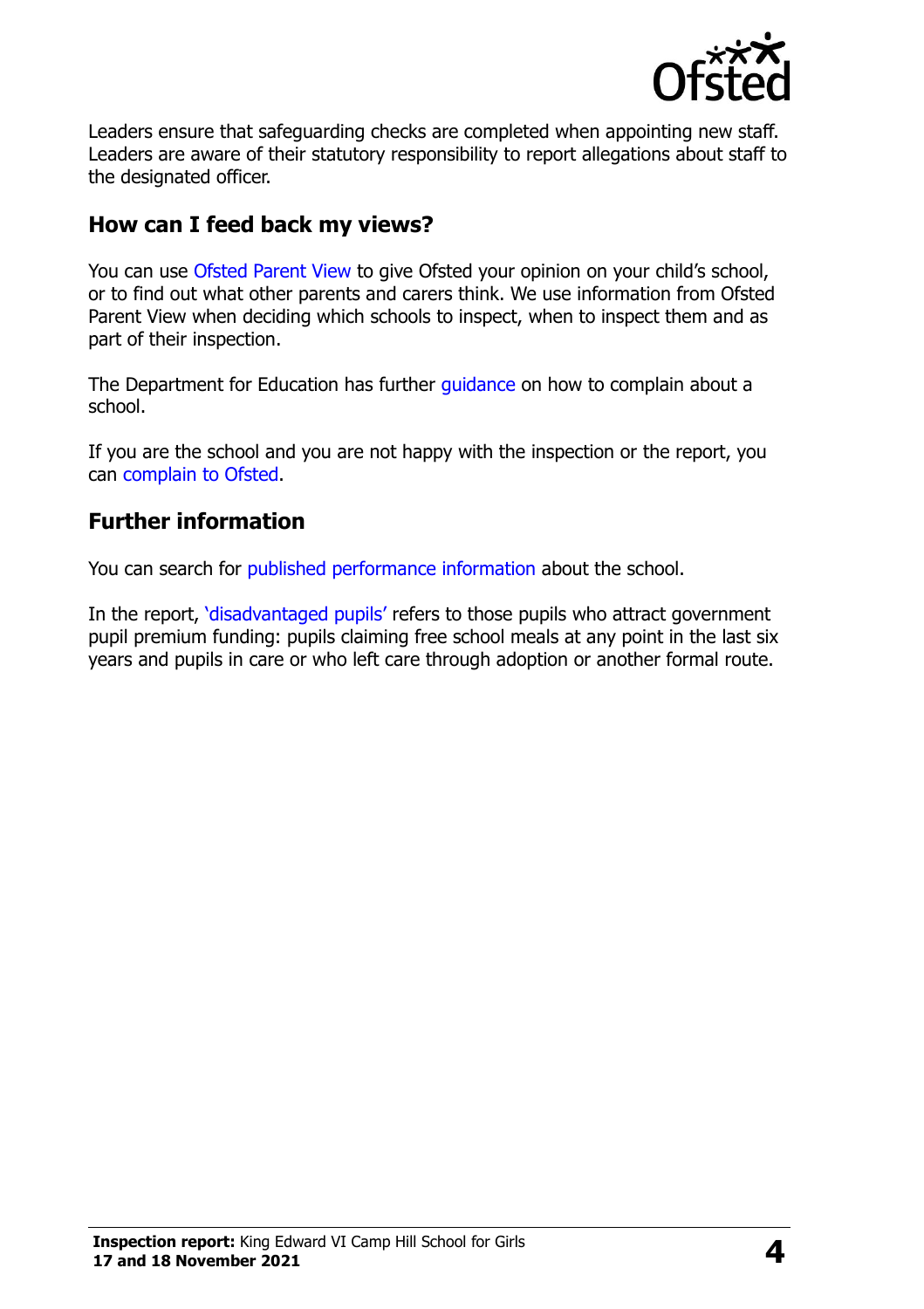Leaders ensure that safeguarding checks are completed when appointing new staff. Leaders are aware of their statutory responsibility to report allegations about staff to the designated officer.

## How can I feed back my views?

You can use Ofsted Parent View to give Ofsted your opinion on your child's school, or to find out what other parents and carers think. We use information from Ofsted Parent View when deciding which schools to inspect, when to inspect them and as part of their inspection.

The Department for Education has further guidance on how to complain about a school.

If you are the school and you are not happy with the inspection or the report, you can complain to Ofsted.

## Further information

You can search for published performance information about the school.

In the report, 'disadvantaged pupils' refers to those pupils who attract government pupil premium funding: pupils claiming free school meals at any point in the last six years and pupils in care or who left care through adoption or another formal route.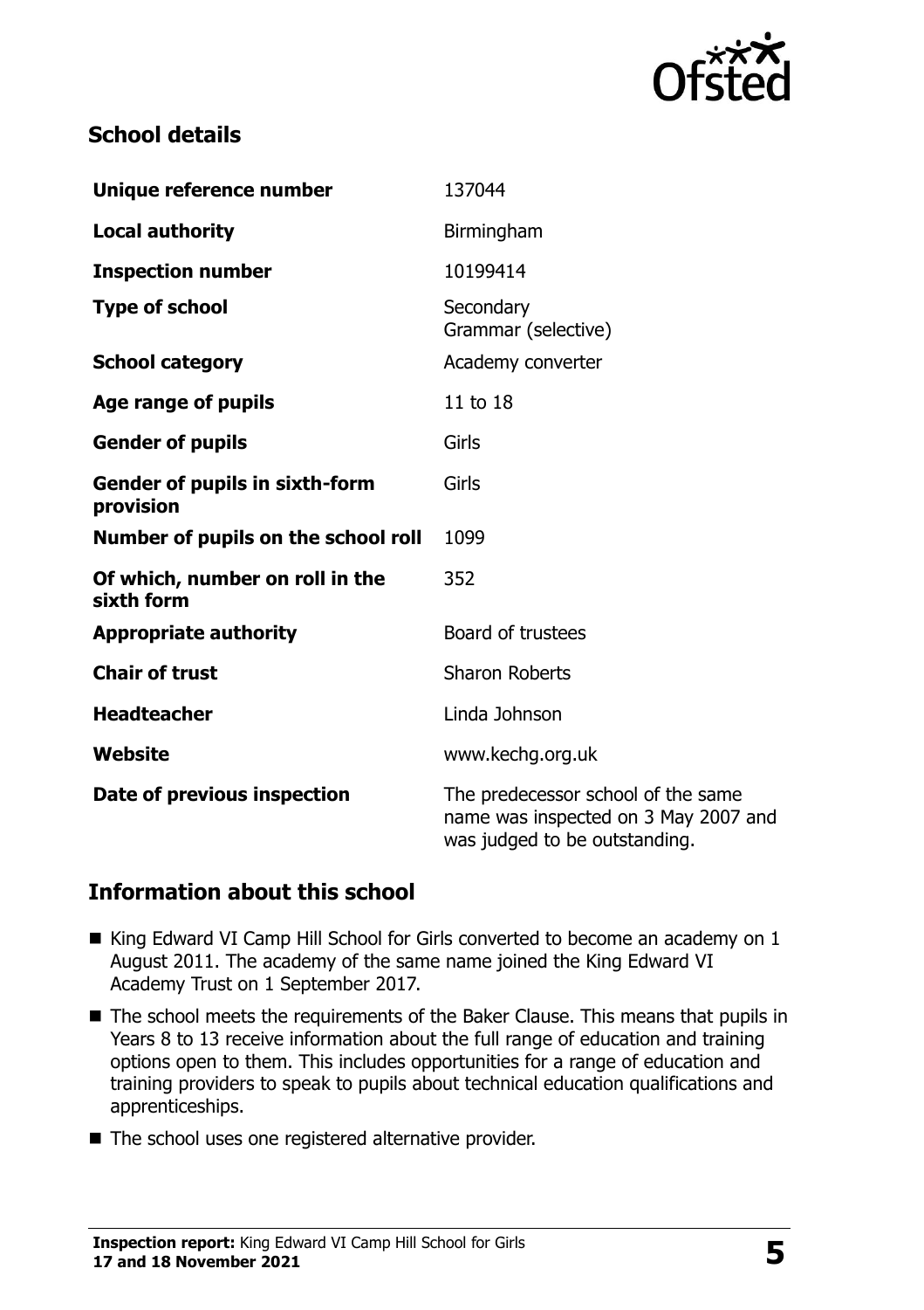## School details

| | |
|---|---|
| **Unique reference number** | 137044 |
| **Local authority** | Birmingham |
| **Inspection number** | 10199414 |
| **Type of school** | Secondary<br>Grammar (selective) |
| **School category** | Academy converter |
| **Age range of pupils** | 11 to 18 |
| **Gender of pupils** | Girls |
| **Gender of pupils in sixth-form provision** | Girls |
| **Number of pupils on the school roll** | 1099 |
| **Of which, number on roll in the sixth form** | 352 |
| **Appropriate authority** | Board of trustees |
| **Chair of trust** | Sharon Roberts |
| **Headteacher** | Linda Johnson |
| **Website** | www.kechg.org.uk |
| **Date of previous inspection** | The predecessor school of the same name was inspected on 3 May 2007 and was judged to be outstanding. |

## Information about this school

- King Edward VI Camp Hill School for Girls converted to become an academy on 1 August 2011. The academy of the same name joined the King Edward VI Academy Trust on 1 September 2017.
- The school meets the requirements of the Baker Clause. This means that pupils in Years 8 to 13 receive information about the full range of education and training options open to them. This includes opportunities for a range of education and training providers to speak to pupils about technical education qualifications and apprenticeships.
- The school uses one registered alternative provider.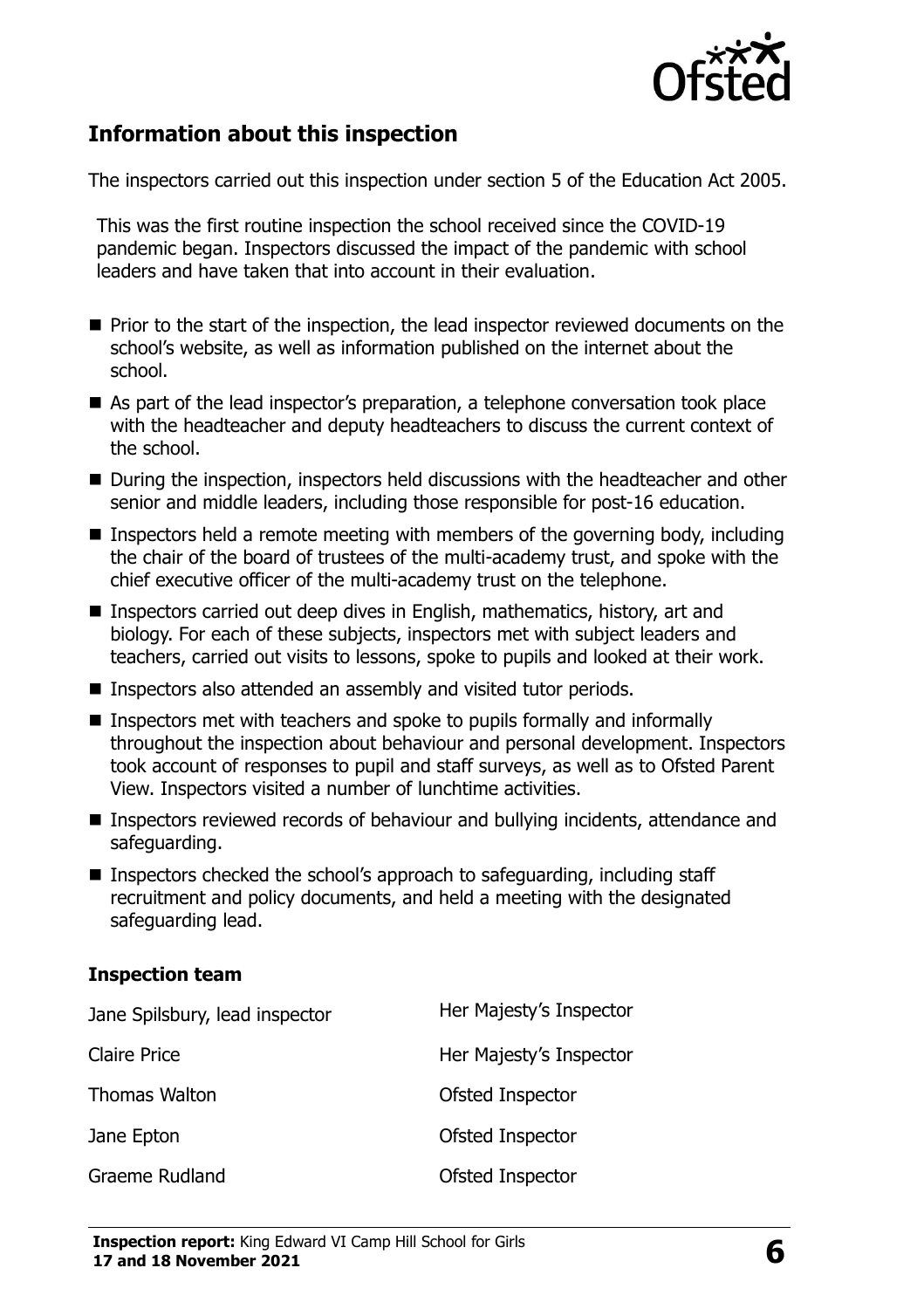## Information about this inspection

The inspectors carried out this inspection under section 5 of the Education Act 2005.

This was the first routine inspection the school received since the COVID-19 pandemic began. Inspectors discussed the impact of the pandemic with school leaders and have taken that into account in their evaluation.

- Prior to the start of the inspection, the lead inspector reviewed documents on the school's website, as well as information published on the internet about the school.
- As part of the lead inspector's preparation, a telephone conversation took place with the headteacher and deputy headteachers to discuss the current context of the school.
- During the inspection, inspectors held discussions with the headteacher and other senior and middle leaders, including those responsible for post-16 education.
- Inspectors held a remote meeting with members of the governing body, including the chair of the board of trustees of the multi-academy trust, and spoke with the chief executive officer of the multi-academy trust on the telephone.
- Inspectors carried out deep dives in English, mathematics, history, art and biology. For each of these subjects, inspectors met with subject leaders and teachers, carried out visits to lessons, spoke to pupils and looked at their work.
- Inspectors also attended an assembly and visited tutor periods.
- Inspectors met with teachers and spoke to pupils formally and informally throughout the inspection about behaviour and personal development. Inspectors took account of responses to pupil and staff surveys, as well as to Ofsted Parent View. Inspectors visited a number of lunchtime activities.
- Inspectors reviewed records of behaviour and bullying incidents, attendance and safeguarding.
- Inspectors checked the school's approach to safeguarding, including staff recruitment and policy documents, and held a meeting with the designated safeguarding lead.

### Inspection team

| | |
|---|---|
| Jane Spilsbury, lead inspector | Her Majesty's Inspector |
| Claire Price | Her Majesty's Inspector |
| Thomas Walton | Ofsted Inspector |
| Jane Epton | Ofsted Inspector |
| Graeme Rudland | Ofsted Inspector |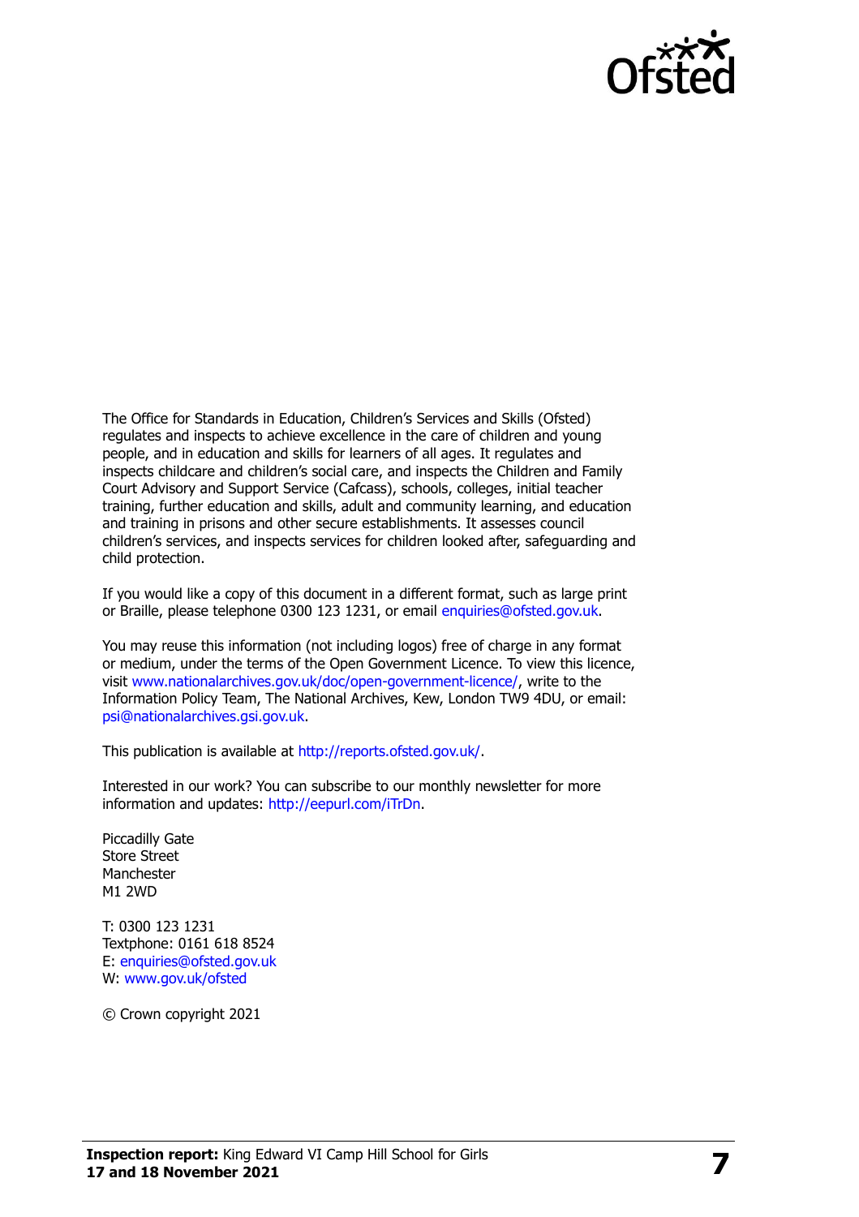The Office for Standards in Education, Children's Services and Skills (Ofsted) regulates and inspects to achieve excellence in the care of children and young people, and in education and skills for learners of all ages. It regulates and inspects childcare and children's social care, and inspects the Children and Family Court Advisory and Support Service (Cafcass), schools, colleges, initial teacher training, further education and skills, adult and community learning, and education and training in prisons and other secure establishments. It assesses council children's services, and inspects services for children looked after, safeguarding and child protection.

If you would like a copy of this document in a different format, such as large print or Braille, please telephone 0300 123 1231, or email enquiries@ofsted.gov.uk.

You may reuse this information (not including logos) free of charge in any format or medium, under the terms of the Open Government Licence. To view this licence, visit www.nationalarchives.gov.uk/doc/open-government-licence/, write to the Information Policy Team, The National Archives, Kew, London TW9 4DU, or email: psi@nationalarchives.gsi.gov.uk.

This publication is available at http://reports.ofsted.gov.uk/.

Interested in our work? You can subscribe to our monthly newsletter for more information and updates: http://eepurl.com/iTrDn.

Piccadilly Gate
Store Street
Manchester
M1 2WD

T: 0300 123 1231
Textphone: 0161 618 8524
E: enquiries@ofsted.gov.uk
W: www.gov.uk/ofsted

© Crown copyright 2021